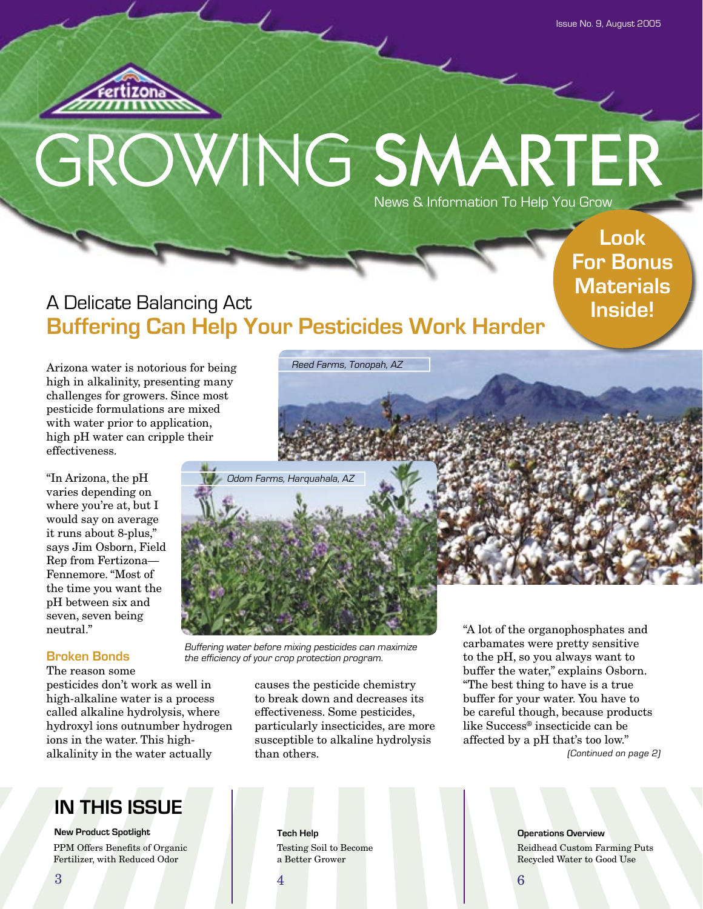Issue No. 9, August 2005

Fertizona

# GROWING SMARTER

News & Information To Help You Grow

**Look For Bonus Materials Inside!**

## A Delicate Balancing Act
## Buffering Can Help Your Pesticides Work Harder

Reed Farms, Tonopah, AZ

Odom Farms, Harquahala, AZ

*Buffering water before mixing pesticides can maximize the efficiency of your crop protection program.*

Arizona water is notorious for being high in alkalinity, presenting many challenges for growers. Since most pesticide formulations are mixed with water prior to application, high pH water can cripple their effectiveness.

"In Arizona, the pH varies depending on where you're at, but I would say on average it runs about 8-plus," says Jim Osborn, Field Rep from Fertizona—Fennemore. "Most of the time you want the pH between six and seven, seven being neutral."

### Broken Bonds

The reason some pesticides don't work as well in high-alkaline water is a process called alkaline hydrolysis, where hydroxyl ions outnumber hydrogen ions in the water. This high-alkalinity in the water actually causes the pesticide chemistry to break down and decreases its effectiveness. Some pesticides, particularly insecticides, are more susceptible to alkaline hydrolysis than others.

"A lot of the organophosphates and carbamates were pretty sensitive to the pH, so you always want to buffer the water," explains Osborn. "The best thing to have is a true buffer for your water. You have to be careful though, because products like Success® insecticide can be affected by a pH that's too low."

*(Continued on page 2)*

## IN THIS ISSUE

**New Product Spotlight**
PPM Offers Benefits of Organic Fertilizer, with Reduced Odor
3

**Tech Help**
Testing Soil to Become a Better Grower
4

**Operations Overview**
Reidhead Custom Farming Puts Recycled Water to Good Use
6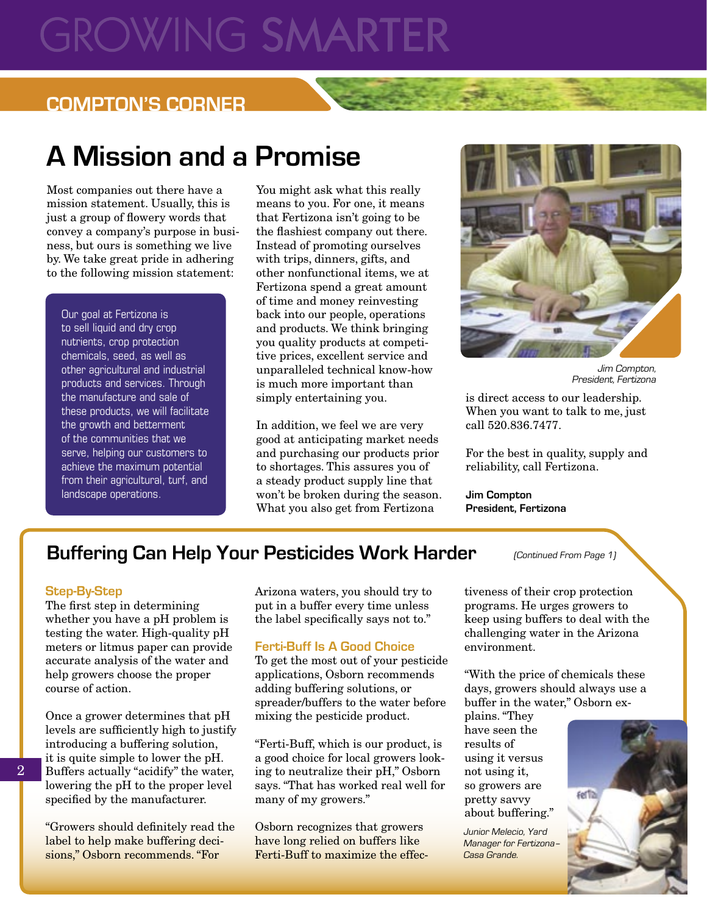# GROWING SMARTER

## COMPTON'S CORNER

# A Mission and a Promise

Most companies out there have a mission statement. Usually, this is just a group of flowery words that convey a company's purpose in business, but ours is something we live by. We take great pride in adhering to the following mission statement:

> Our goal at Fertizona is to sell liquid and dry crop nutrients, crop protection chemicals, seed, as well as other agricultural and industrial products and services. Through the manufacture and sale of these products, we will facilitate the growth and betterment of the communities that we serve, helping our customers to achieve the maximum potential from their agricultural, turf, and landscape operations.

You might ask what this really means to you. For one, it means that Fertizona isn't going to be the flashiest company out there. Instead of promoting ourselves with trips, dinners, gifts, and other nonfunctional items, we at Fertizona spend a great amount of time and money reinvesting back into our people, operations and products. We think bringing you quality products at competitive prices, excellent service and unparalleled technical know-how is much more important than simply entertaining you.

In addition, we feel we are very good at anticipating market needs and purchasing our products prior to shortages. This assures you of a steady product supply line that won't be broken during the season. What you also get from Fertizona is direct access to our leadership. When you want to talk to me, just call 520.836.7477.

For the best in quality, supply and reliability, call Fertizona.

*Jim Compton, President, Fertizona*

**Jim Compton**
**President, Fertizona**

## Buffering Can Help Your Pesticides Work Harder

*(Continued From Page 1)*

### Step-By-Step

The first step in determining whether you have a pH problem is testing the water. High-quality pH meters or litmus paper can provide accurate analysis of the water and help growers choose the proper course of action.

Once a grower determines that pH levels are sufficiently high to justify introducing a buffering solution, it is quite simple to lower the pH. Buffers actually "acidify" the water, lowering the pH to the proper level specified by the manufacturer.

"Growers should definitely read the label to help make buffering decisions," Osborn recommends. "For Arizona waters, you should try to put in a buffer every time unless the label specifically says not to."

### Ferti-Buff Is A Good Choice

To get the most out of your pesticide applications, Osborn recommends adding buffering solutions, or spreader/buffers to the water before mixing the pesticide product.

"Ferti-Buff, which is our product, is a good choice for local growers looking to neutralize their pH," Osborn says. "That has worked real well for many of my growers."

Osborn recognizes that growers have long relied on buffers like Ferti-Buff to maximize the effectiveness of their crop protection programs. He urges growers to keep using buffers to deal with the challenging water in the Arizona environment.

"With the price of chemicals these days, growers should always use a buffer in the water," Osborn explains. "They have seen the results of using it versus not using it, so growers are pretty savvy about buffering."

*Junior Melecio, Yard Manager for Fertizona–Casa Grande.*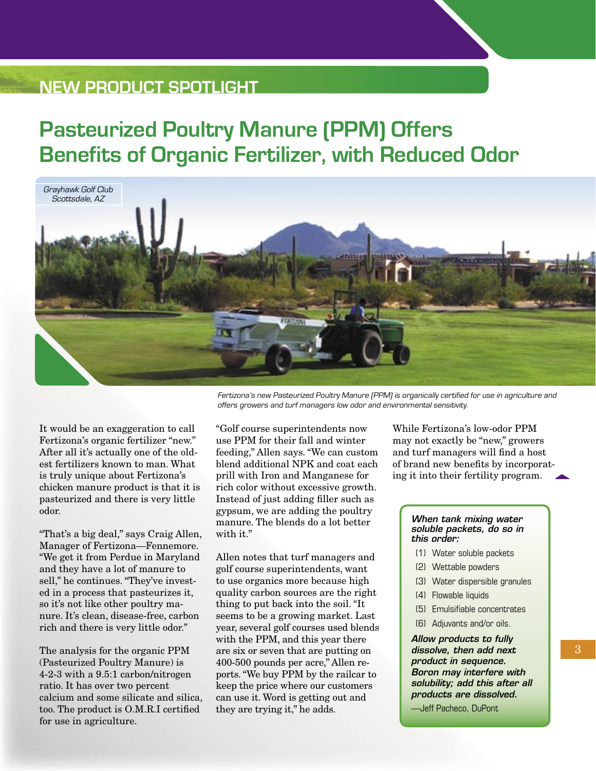## NEW PRODUCT SPOTLIGHT

# Pasteurized Poultry Manure (PPM) Offers Benefits of Organic Fertilizer, with Reduced Odor

*Grayhawk Golf Club Scottsdale, AZ*

*Fertizona's new Pasteurized Poultry Manure (PPM) is organically certified for use in agriculture and offers growers and turf managers low odor and environmental sensitivity.*

It would be an exaggeration to call Fertizona's organic fertilizer "new." After all it's actually one of the oldest fertilizers known to man. What is truly unique about Fertizona's chicken manure product is that it is pasteurized and there is very little odor.

"That's a big deal," says Craig Allen, Manager of Fertizona—Fennemore. "We get it from Perdue in Maryland and they have a lot of manure to sell," he continues. "They've invested in a process that pasteurizes it, so it's not like other poultry manure. It's clean, disease-free, carbon rich and there is very little odor."

The analysis for the organic PPM (Pasteurized Poultry Manure) is 4-2-3 with a 9.5:1 carbon/nitrogen ratio. It has over two percent calcium and some silicate and silica, too. The product is O.M.R.I certified for use in agriculture.

"Golf course superintendents now use PPM for their fall and winter feeding," Allen says. "We can custom blend additional NPK and coat each prill with Iron and Manganese for rich color without excessive growth. Instead of just adding filler such as gypsum, we are adding the poultry manure. The blends do a lot better with it."

Allen notes that turf managers and golf course superintendents, want to use organics more because high quality carbon sources are the right thing to put back into the soil. "It seems to be a growing market. Last year, several golf courses used blends with the PPM, and this year there are six or seven that are putting on 400-500 pounds per acre," Allen reports. "We buy PPM by the railcar to keep the price where our customers can use it. Word is getting out and they are trying it," he adds.

While Fertizona's low-odor PPM may not exactly be "new," growers and turf managers will find a host of brand new benefits by incorporating it into their fertility program.

***When tank mixing water soluble packets, do so in this order:***

(1) Water soluble packets
(2) Wettable powders
(3) Water dispersible granules
(4) Flowable liquids
(5) Emulsifiable concentrates
(6) Adjuvants and/or oils.

***Allow products to fully dissolve, then add next product in sequence. Boron may interfere with solubility; add this after all products are dissolved.***

—Jeff Pacheco, DuPont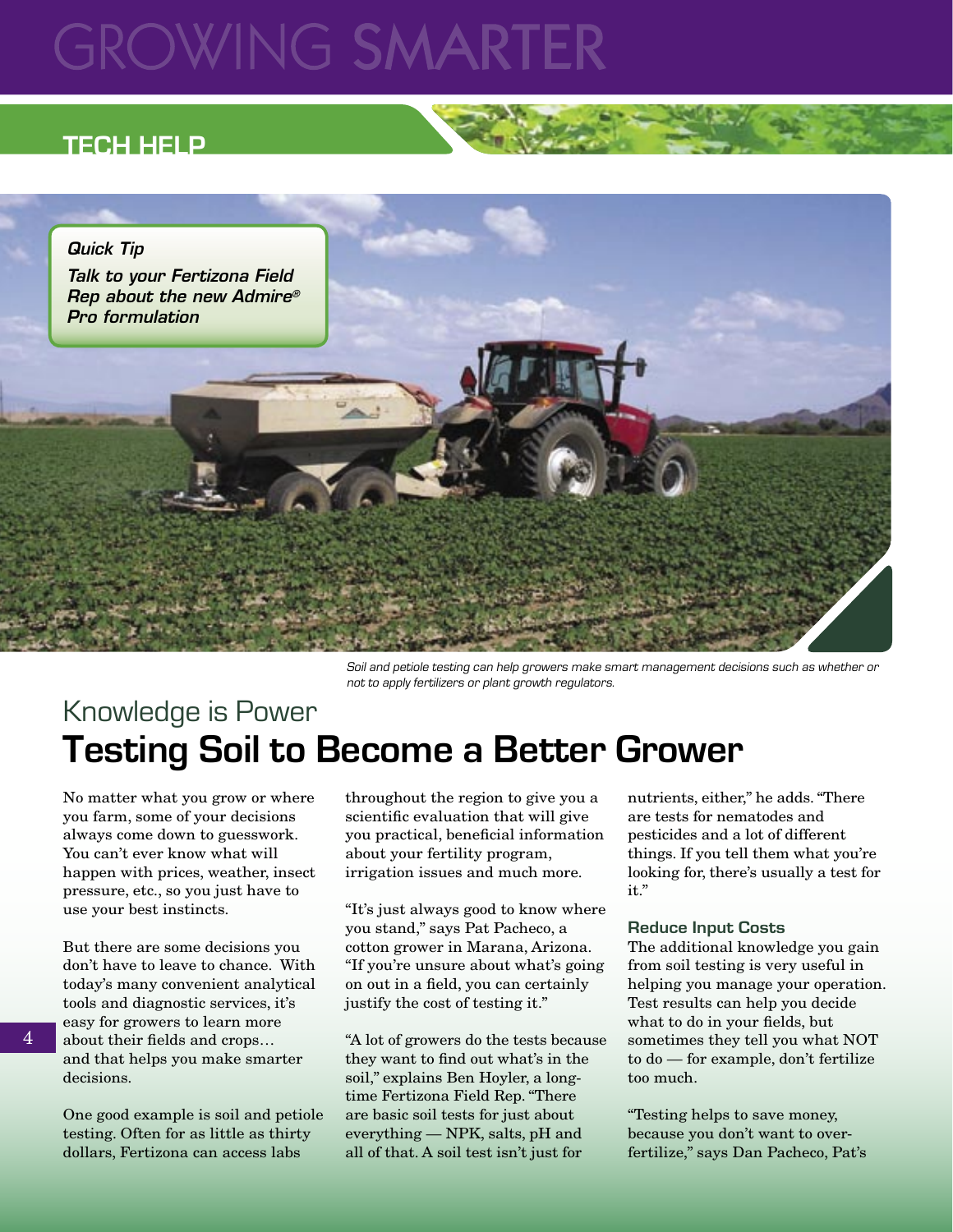TECH HELP

*Quick Tip*

***Talk to your Fertizona Field Rep about the new Admire® Pro formulation***

*Soil and petiole testing can help growers make smart management decisions such as whether or not to apply fertilizers or plant growth regulators.*

## Knowledge is Power

# Testing Soil to Become a Better Grower

No matter what you grow or where you farm, some of your decisions always come down to guesswork. You can't ever know what will happen with prices, weather, insect pressure, etc., so you just have to use your best instincts.

But there are some decisions you don't have to leave to chance. With today's many convenient analytical tools and diagnostic services, it's easy for growers to learn more about their fields and crops… and that helps you make smarter decisions.

One good example is soil and petiole testing. Often for as little as thirty dollars, Fertizona can access labs throughout the region to give you a scientific evaluation that will give you practical, beneficial information about your fertility program, irrigation issues and much more.

"It's just always good to know where you stand," says Pat Pacheco, a cotton grower in Marana, Arizona. "If you're unsure about what's going on out in a field, you can certainly justify the cost of testing it."

"A lot of growers do the tests because they want to find out what's in the soil," explains Ben Hoyler, a long-time Fertizona Field Rep. "There are basic soil tests for just about everything — NPK, salts, pH and all of that. A soil test isn't just for nutrients, either," he adds. "There are tests for nematodes and pesticides and a lot of different things. If you tell them what you're looking for, there's usually a test for it."

### Reduce Input Costs

The additional knowledge you gain from soil testing is very useful in helping you manage your operation. Test results can help you decide what to do in your fields, but sometimes they tell you what NOT to do — for example, don't fertilize too much.

"Testing helps to save money, because you don't want to over-fertilize," says Dan Pacheco, Pat's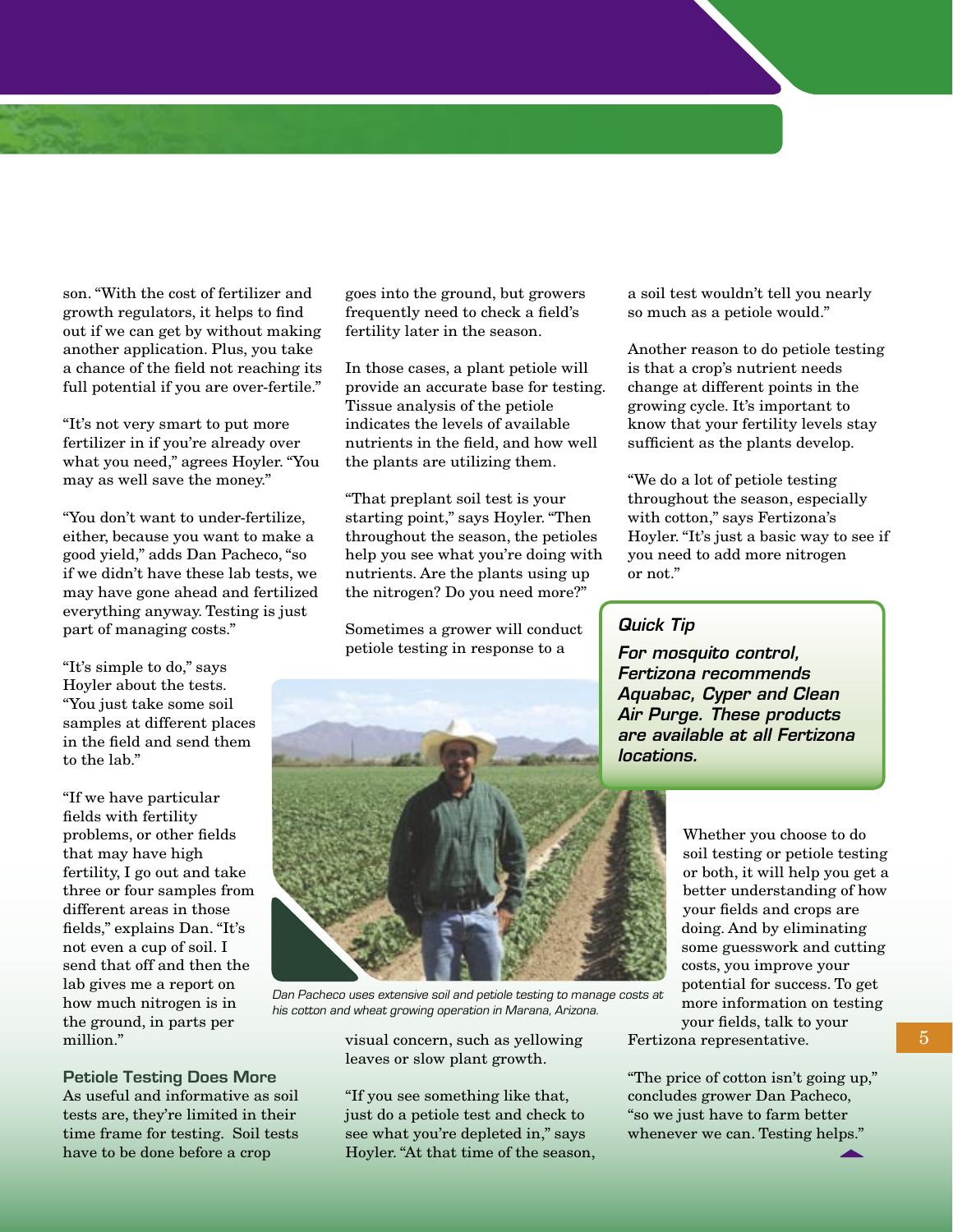son. "With the cost of fertilizer and growth regulators, it helps to find out if we can get by without making another application. Plus, you take a chance of the field not reaching its full potential if you are over-fertile."

"It's not very smart to put more fertilizer in if you're already over what you need," agrees Hoyler. "You may as well save the money."

"You don't want to under-fertilize, either, because you want to make a good yield," adds Dan Pacheco, "so if we didn't have these lab tests, we may have gone ahead and fertilized everything anyway. Testing is just part of managing costs."

"It's simple to do," says Hoyler about the tests. "You just take some soil samples at different places in the field and send them to the lab."

"If we have particular fields with fertility problems, or other fields that may have high fertility, I go out and take three or four samples from different areas in those fields," explains Dan. "It's not even a cup of soil. I send that off and then the lab gives me a report on how much nitrogen is in the ground, in parts per million."

## Petiole Testing Does More

As useful and informative as soil tests are, they're limited in their time frame for testing. Soil tests have to be done before a crop goes into the ground, but growers frequently need to check a field's fertility later in the season.

In those cases, a plant petiole will provide an accurate base for testing. Tissue analysis of the petiole indicates the levels of available nutrients in the field, and how well the plants are utilizing them.

"That preplant soil test is your starting point," says Hoyler. "Then throughout the season, the petioles help you see what you're doing with nutrients. Are the plants using up the nitrogen? Do you need more?"

Sometimes a grower will conduct petiole testing in response to a visual concern, such as yellowing leaves or slow plant growth.

"If you see something like that, just do a petiole test and check to see what you're depleted in," says Hoyler. "At that time of the season, a soil test wouldn't tell you nearly so much as a petiole would."

Another reason to do petiole testing is that a crop's nutrient needs change at different points in the growing cycle. It's important to know that your fertility levels stay sufficient as the plants develop.

"We do a lot of petiole testing throughout the season, especially with cotton," says Fertizona's Hoyler. "It's just a basic way to see if you need to add more nitrogen or not."

*Dan Pacheco uses extensive soil and petiole testing to manage costs at his cotton and wheat growing operation in Marana, Arizona.*

> ***Quick Tip***
>
> ***For mosquito control, Fertizona recommends Aquabac, Cyper and Clean Air Purge. These products are available at all Fertizona locations.***

Whether you choose to do soil testing or petiole testing or both, it will help you get a better understanding of how your fields and crops are doing. And by eliminating some guesswork and cutting costs, you improve your potential for success. To get more information on testing your fields, talk to your Fertizona representative.

"The price of cotton isn't going up," concludes grower Dan Pacheco, "so we just have to farm better whenever we can. Testing helps."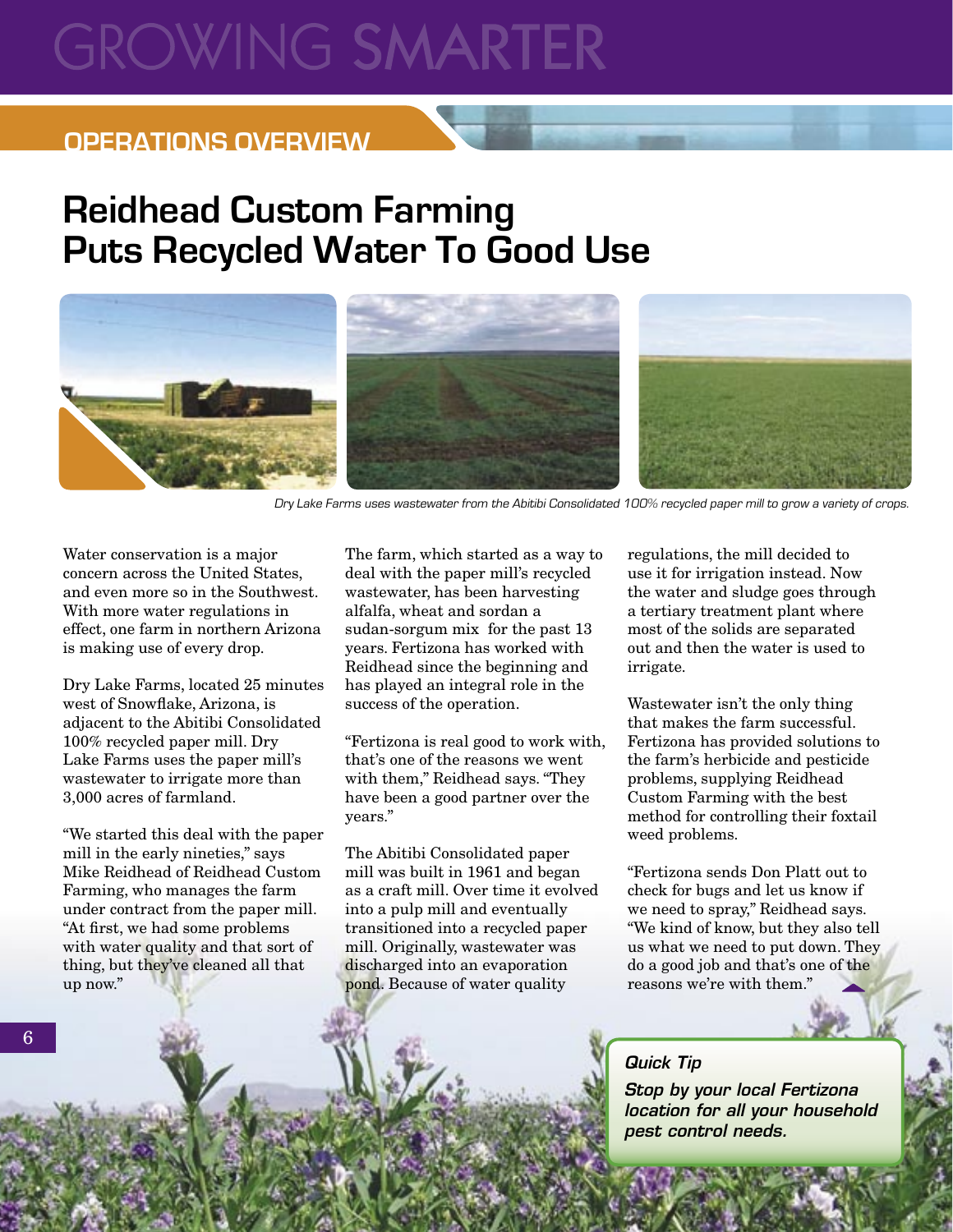# GROWING SMARTER

## OPERATIONS OVERVIEW

# Reidhead Custom Farming Puts Recycled Water To Good Use

*Dry Lake Farms uses wastewater from the Abitibi Consolidated 100% recycled paper mill to grow a variety of crops.*

Water conservation is a major concern across the United States, and even more so in the Southwest. With more water regulations in effect, one farm in northern Arizona is making use of every drop.

Dry Lake Farms, located 25 minutes west of Snowflake, Arizona, is adjacent to the Abitibi Consolidated 100% recycled paper mill. Dry Lake Farms uses the paper mill's wastewater to irrigate more than 3,000 acres of farmland.

"We started this deal with the paper mill in the early nineties," says Mike Reidhead of Reidhead Custom Farming, who manages the farm under contract from the paper mill. "At first, we had some problems with water quality and that sort of thing, but they've cleaned all that up now."

The farm, which started as a way to deal with the paper mill's recycled wastewater, has been harvesting alfalfa, wheat and sordan a sudan-sorgum mix for the past 13 years. Fertizona has worked with Reidhead since the beginning and has played an integral role in the success of the operation.

"Fertizona is real good to work with, that's one of the reasons we went with them," Reidhead says. "They have been a good partner over the years."

The Abitibi Consolidated paper mill was built in 1961 and began as a craft mill. Over time it evolved into a pulp mill and eventually transitioned into a recycled paper mill. Originally, wastewater was discharged into an evaporation pond. Because of water quality regulations, the mill decided to use it for irrigation instead. Now the water and sludge goes through a tertiary treatment plant where most of the solids are separated out and then the water is used to irrigate.

Wastewater isn't the only thing that makes the farm successful. Fertizona has provided solutions to the farm's herbicide and pesticide problems, supplying Reidhead Custom Farming with the best method for controlling their foxtail weed problems.

"Fertizona sends Don Platt out to check for bugs and let us know if we need to spray," Reidhead says. "We kind of know, but they also tell us what we need to put down. They do a good job and that's one of the reasons we're with them."

***Quick Tip***

***Stop by your local Fertizona location for all your household pest control needs.***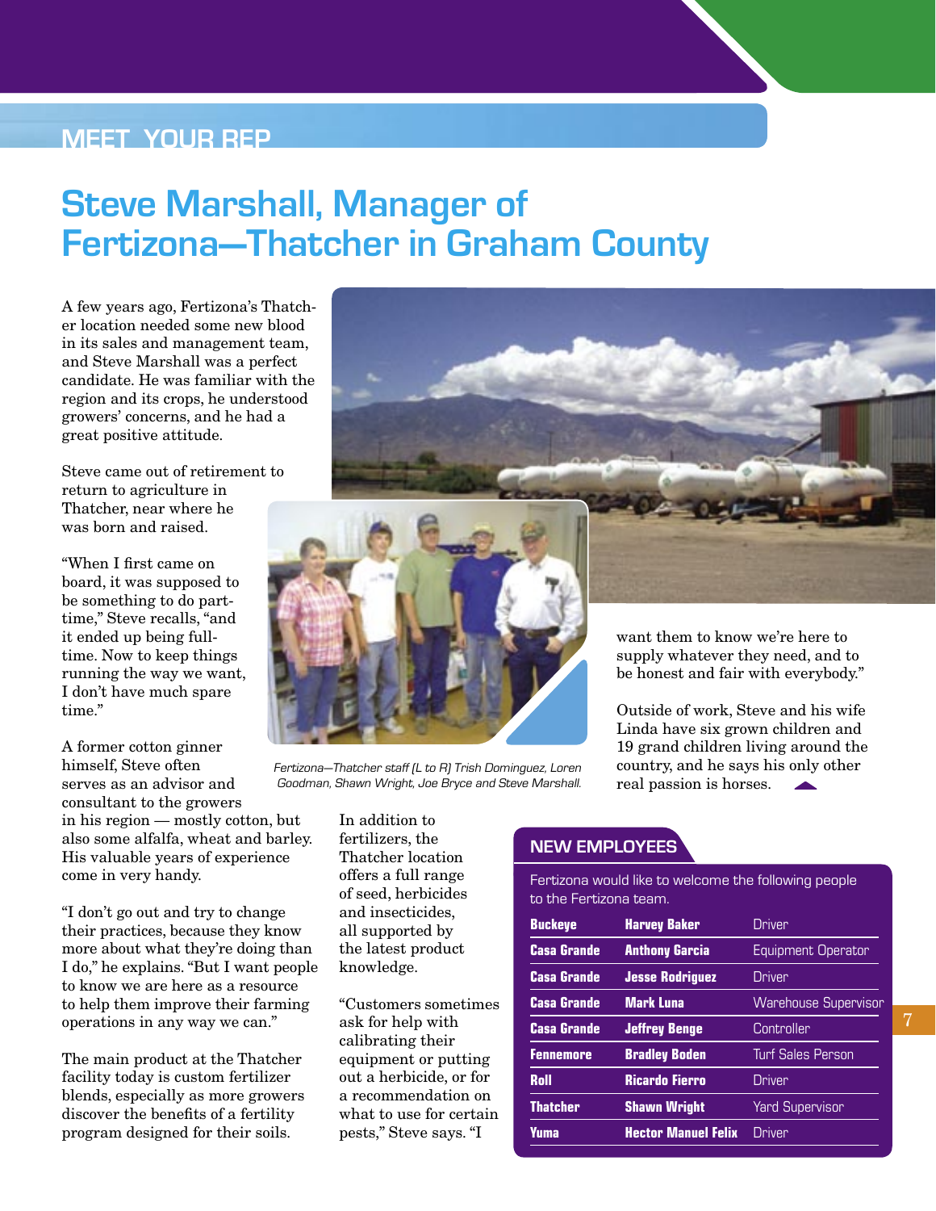## MEET YOUR REP

# Steve Marshall, Manager of Fertizona—Thatcher in Graham County

A few years ago, Fertizona's Thatcher location needed some new blood in its sales and management team, and Steve Marshall was a perfect candidate. He was familiar with the region and its crops, he understood growers' concerns, and he had a great positive attitude.

Steve came out of retirement to return to agriculture in Thatcher, near where he was born and raised.

"When I first came on board, it was supposed to be something to do part-time," Steve recalls, "and it ended up being full-time. Now to keep things running the way we want, I don't have much spare time."

A former cotton ginner himself, Steve often serves as an advisor and consultant to the growers in his region — mostly cotton, but also some alfalfa, wheat and barley. His valuable years of experience come in very handy.

"I don't go out and try to change their practices, because they know more about what they're doing than I do," he explains. "But I want people to know we are here as a resource to help them improve their farming operations in any way we can."

The main product at the Thatcher facility today is custom fertilizer blends, especially as more growers discover the benefits of a fertility program designed for their soils.

In addition to fertilizers, the Thatcher location offers a full range of seed, herbicides and insecticides, all supported by the latest product knowledge.

"Customers sometimes ask for help with calibrating their equipment or putting out a herbicide, or for a recommendation on what to use for certain pests," Steve says. "I want them to know we're here to supply whatever they need, and to be honest and fair with everybody."

Outside of work, Steve and his wife Linda have six grown children and 19 grand children living around the country, and he says his only other real passion is horses.

*Fertizona—Thatcher staff (L to R) Trish Dominguez, Loren Goodman, Shawn Wright, Joe Bryce and Steve Marshall.*

## NEW EMPLOYEES

Fertizona would like to welcome the following people to the Fertizona team.

| Location | Name | Position |
|---|---|---|
| **Buckeye** | **Harvey Baker** | Driver |
| **Casa Grande** | **Anthony Garcia** | Equipment Operator |
| **Casa Grande** | **Jesse Rodriguez** | Driver |
| **Casa Grande** | **Mark Luna** | Warehouse Supervisor |
| **Casa Grande** | **Jeffrey Benge** | Controller |
| **Fennemore** | **Bradley Boden** | Turf Sales Person |
| **Roll** | **Ricardo Fierro** | Driver |
| **Thatcher** | **Shawn Wright** | Yard Supervisor |
| **Yuma** | **Hector Manuel Felix** | Driver |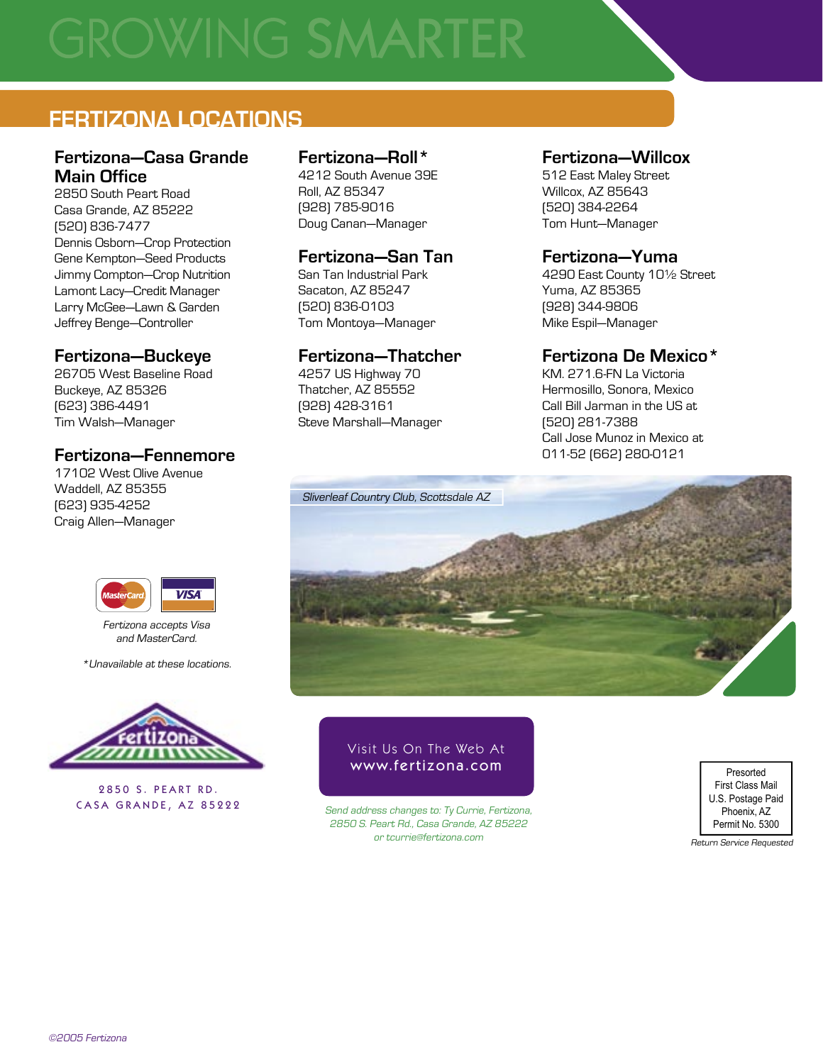# GROWING SMARTER

## FERTIZONA LOCATIONS

### Fertizona—Casa Grande Main Office
2850 South Peart Road
Casa Grande, AZ 85222
(520) 836-7477
Dennis Osborn—Crop Protection
Gene Kempton—Seed Products
Jimmy Compton—Crop Nutrition
Lamont Lacy—Credit Manager
Larry McGee—Lawn & Garden
Jeffrey Benge—Controller

### Fertizona—Buckeye
26705 West Baseline Road
Buckeye, AZ 85326
(623) 386-4491
Tim Walsh—Manager

### Fertizona—Fennemore
17102 West Olive Avenue
Waddell, AZ 85355
(623) 935-4252
Craig Allen—Manager

### Fertizona—Roll*
4212 South Avenue 39E
Roll, AZ 85347
(928) 785-9016
Doug Canan—Manager

### Fertizona—San Tan
San Tan Industrial Park
Sacaton, AZ 85247
(520) 836-0103
Tom Montoya—Manager

### Fertizona—Thatcher
4257 US Highway 70
Thatcher, AZ 85552
(928) 428-3161
Steve Marshall—Manager

### Fertizona—Willcox
512 East Maley Street
Willcox, AZ 85643
(520) 384-2264
Tom Hunt—Manager

### Fertizona—Yuma
4290 East County 10½ Street
Yuma, AZ 85365
(928) 344-9806
Mike Espil—Manager

### Fertizona De Mexico*
KM. 271.6-FN La Victoria
Hermosillo, Sonora, Mexico
Call Bill Jarman in the US at
(520) 281-7388
Call Jose Munoz in Mexico at
011-52 (662) 280-0121

*Sliverleaf Country Club, Scottsdale AZ*

*Fertizona accepts Visa and MasterCard.*

**Unavailable at these locations.*

2850 S. PEART RD.
CASA GRANDE, AZ 85222

Visit Us On The Web At
www.fertizona.com

*Send address changes to: Ty Currie, Fertizona, 2850 S. Peart Rd., Casa Grande, AZ 85222 or tcurrie@fertizona.com*

Presorted
First Class Mail
U.S. Postage Paid
Phoenix, AZ
Permit No. 5300

*Return Service Requested*

*©2005 Fertizona*